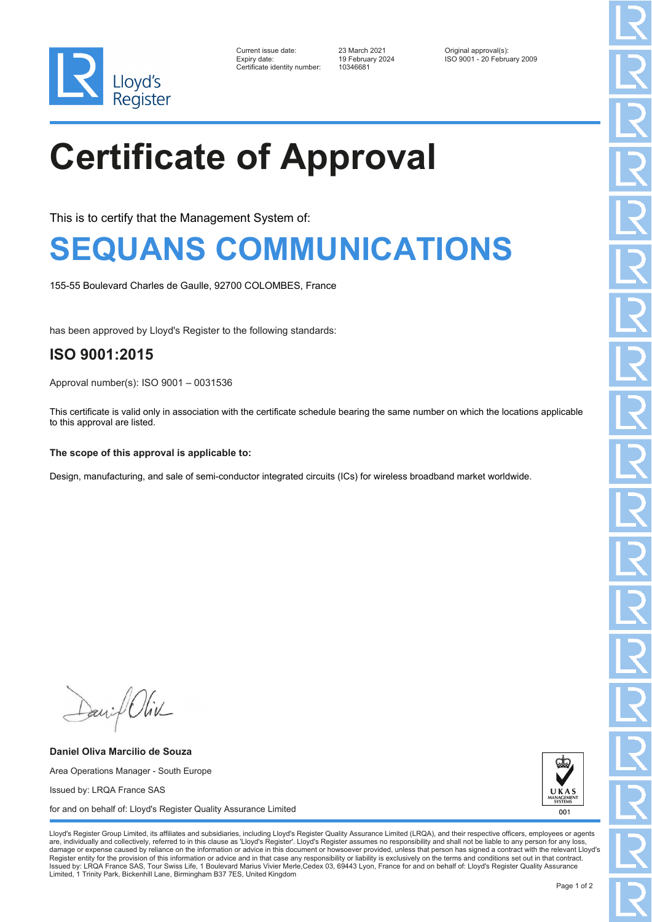Lloyd's Register

| | | |
|---|---|---|
| Current issue date: | 23 March 2021 | Original approval(s): |
| Expiry date: | 19 February 2024 | ISO 9001 - 20 February 2009 |
| Certificate identity number: | 10346681 | |

# Certificate of Approval

This is to certify that the Management System of:

## SEQUANS COMMUNICATIONS

155-55 Boulevard Charles de Gaulle, 92700 COLOMBES, France

has been approved by Lloyd's Register to the following standards:

### ISO 9001:2015

Approval number(s): ISO 9001 – 0031536

This certificate is valid only in association with the certificate schedule bearing the same number on which the locations applicable to this approval are listed.

**The scope of this approval is applicable to:**

Design, manufacturing, and sale of semi-conductor integrated circuits (ICs) for wireless broadband market worldwide.

**Daniel Oliva Marcilio de Souza**

Area Operations Manager - South Europe

Issued by: LRQA France SAS

for and on behalf of: Lloyd's Register Quality Assurance Limited

UKAS MANAGEMENT SYSTEMS 001

Lloyd's Register Group Limited, its affiliates and subsidiaries, including Lloyd's Register Quality Assurance Limited (LRQA), and their respective officers, employees or agents are, individually and collectively, referred to in this clause as 'Lloyd's Register'. Lloyd's Register assumes no responsibility and shall not be liable to any person for any loss, damage or expense caused by reliance on the information or advice in this document or howsoever provided, unless that person has signed a contract with the relevant Lloyd's Register entity for the provision of this information or advice and in that case any responsibility or liability is exclusively on the terms and conditions set out in that contract. Issued by: LRQA France SAS, Tour Swiss Life, 1 Boulevard Marius Vivier Merle,Cedex 03, 69443 Lyon, France for and on behalf of: Lloyd's Register Quality Assurance Limited, 1 Trinity Park, Bickenhill Lane, Birmingham B37 7ES, United Kingdom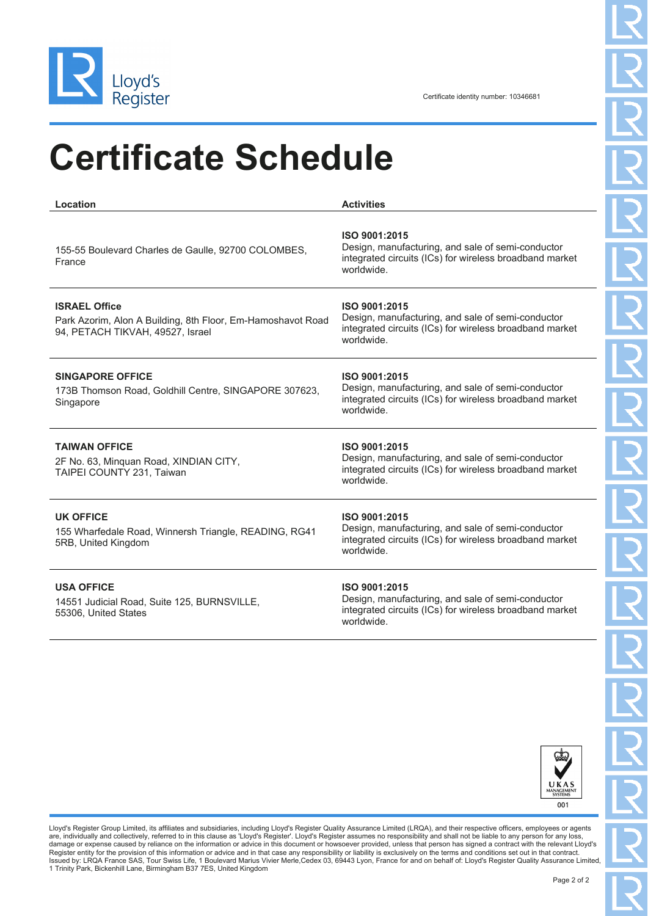Certificate identity number: 10346681

# Certificate Schedule

| Location | Activities |
|---|---|
| 155-55 Boulevard Charles de Gaulle, 92700 COLOMBES, France | **ISO 9001:2015** Design, manufacturing, and sale of semi-conductor integrated circuits (ICs) for wireless broadband market worldwide. |
| **ISRAEL Office** Park Azorim, Alon A Building, 8th Floor, Em-Hamoshavot Road 94, PETACH TIKVAH, 49527, Israel | **ISO 9001:2015** Design, manufacturing, and sale of semi-conductor integrated circuits (ICs) for wireless broadband market worldwide. |
| **SINGAPORE OFFICE** 173B Thomson Road, Goldhill Centre, SINGAPORE 307623, Singapore | **ISO 9001:2015** Design, manufacturing, and sale of semi-conductor integrated circuits (ICs) for wireless broadband market worldwide. |
| **TAIWAN OFFICE** 2F No. 63, Minquan Road, XINDIAN CITY, TAIPEI COUNTY 231, Taiwan | **ISO 9001:2015** Design, manufacturing, and sale of semi-conductor integrated circuits (ICs) for wireless broadband market worldwide. |
| **UK OFFICE** 155 Wharfedale Road, Winnersh Triangle, READING, RG41 5RB, United Kingdom | **ISO 9001:2015** Design, manufacturing, and sale of semi-conductor integrated circuits (ICs) for wireless broadband market worldwide. |
| **USA OFFICE** 14551 Judicial Road, Suite 125, BURNSVILLE, 55306, United States | **ISO 9001:2015** Design, manufacturing, and sale of semi-conductor integrated circuits (ICs) for wireless broadband market worldwide. |

UKAS MANAGEMENT SYSTEMS
001

Lloyd's Register Group Limited, its affiliates and subsidiaries, including Lloyd's Register Quality Assurance Limited (LRQA), and their respective officers, employees or agents are, individually and collectively, referred to in this clause as 'Lloyd's Register'. Lloyd's Register assumes no responsibility and shall not be liable to any person for any loss, damage or expense caused by reliance on the information or advice in this document or howsoever provided, unless that person has signed a contract with the relevant Lloyd's Register entity for the provision of this information or advice and in that case any responsibility or liability is exclusively on the terms and conditions set out in that contract.
Issued by: LRQA France SAS, Tour Swiss Life, 1 Boulevard Marius Vivier Merle,Cedex 03, 69443 Lyon, France for and on behalf of: Lloyd's Register Quality Assurance Limited, 1 Trinity Park, Bickenhill Lane, Birmingham B37 7ES, United Kingdom